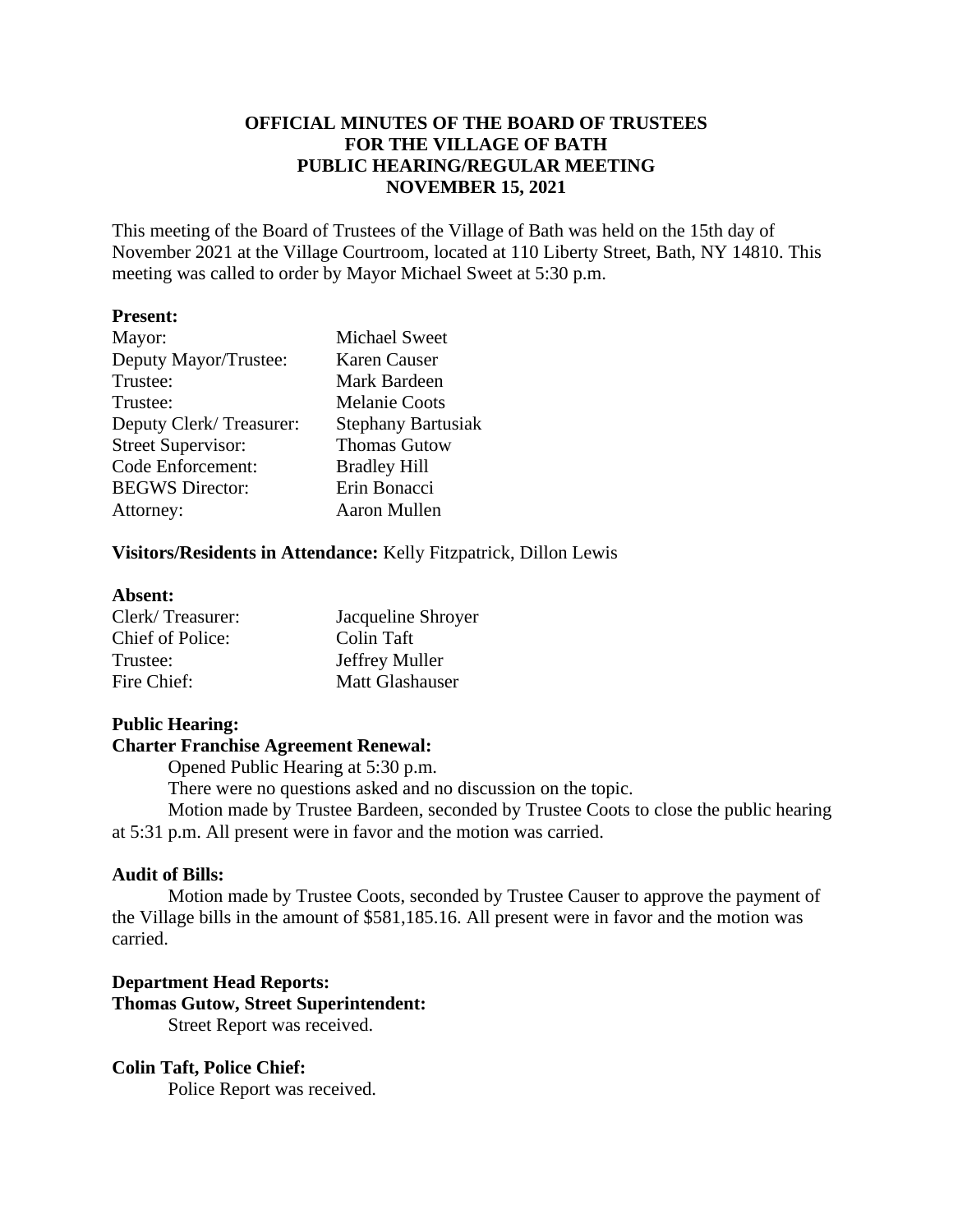**OFFICIAL MINUTES OF THE BOARD OF TRUSTEES
FOR THE VILLAGE OF BATH
PUBLIC HEARING/REGULAR MEETING
NOVEMBER 15, 2021**

This meeting of the Board of Trustees of the Village of Bath was held on the 15th day of November 2021 at the Village Courtroom, located at 110 Liberty Street, Bath, NY 14810. This meeting was called to order by Mayor Michael Sweet at 5:30 p.m.

**Present:**

| | |
|---|---|
| Mayor: | Michael Sweet |
| Deputy Mayor/Trustee: | Karen Causer |
| Trustee: | Mark Bardeen |
| Trustee: | Melanie Coots |
| Deputy Clerk/ Treasurer: | Stephany Bartusiak |
| Street Supervisor: | Thomas Gutow |
| Code Enforcement: | Bradley Hill |
| BEGWS Director: | Erin Bonacci |
| Attorney: | Aaron Mullen |

**Visitors/Residents in Attendance:** Kelly Fitzpatrick, Dillon Lewis

**Absent:**

| | |
|---|---|
| Clerk/ Treasurer: | Jacqueline Shroyer |
| Chief of Police: | Colin Taft |
| Trustee: | Jeffrey Muller |
| Fire Chief: | Matt Glashauser |

**Public Hearing:**

**Charter Franchise Agreement Renewal:**

Opened Public Hearing at 5:30 p.m.

There were no questions asked and no discussion on the topic.

Motion made by Trustee Bardeen, seconded by Trustee Coots to close the public hearing at 5:31 p.m. All present were in favor and the motion was carried.

**Audit of Bills:**

Motion made by Trustee Coots, seconded by Trustee Causer to approve the payment of the Village bills in the amount of $581,185.16. All present were in favor and the motion was carried.

**Department Head Reports:**

**Thomas Gutow, Street Superintendent:**

Street Report was received.

**Colin Taft, Police Chief:**

Police Report was received.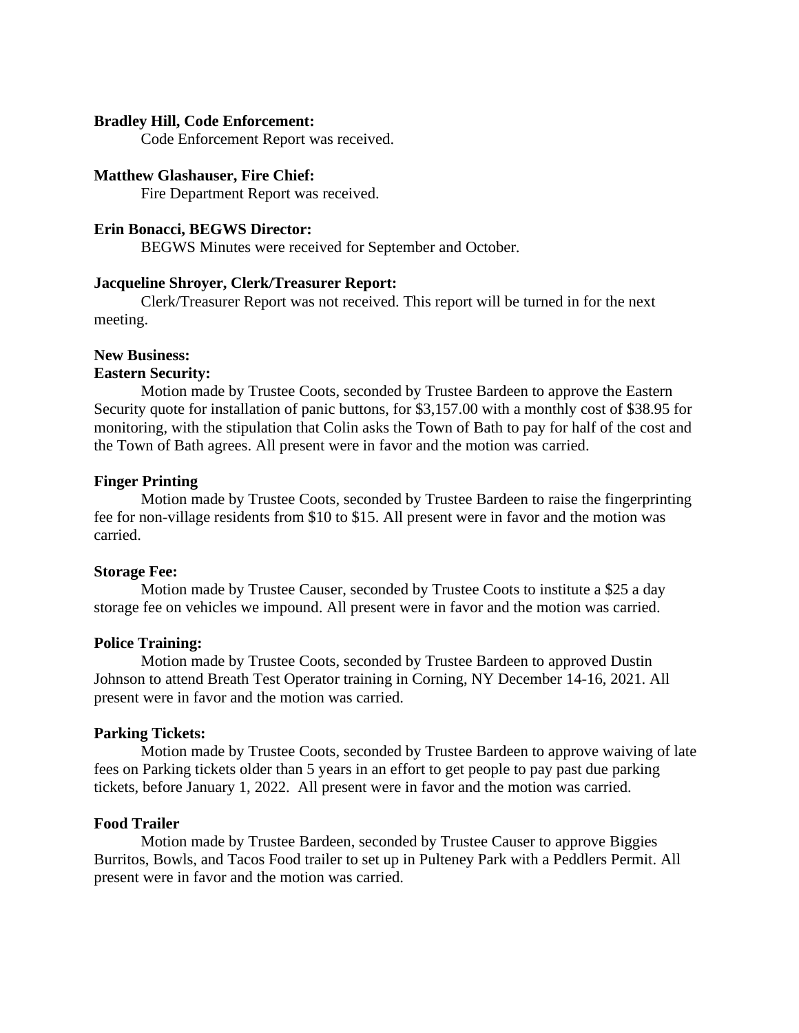**Bradley Hill, Code Enforcement:**

Code Enforcement Report was received.

**Matthew Glashauser, Fire Chief:**

Fire Department Report was received.

**Erin Bonacci, BEGWS Director:**

BEGWS Minutes were received for September and October.

**Jacqueline Shroyer, Clerk/Treasurer Report:**

Clerk/Treasurer Report was not received. This report will be turned in for the next meeting.

**New Business:**

**Eastern Security:**

Motion made by Trustee Coots, seconded by Trustee Bardeen to approve the Eastern Security quote for installation of panic buttons, for $3,157.00 with a monthly cost of $38.95 for monitoring, with the stipulation that Colin asks the Town of Bath to pay for half of the cost and the Town of Bath agrees. All present were in favor and the motion was carried.

**Finger Printing**

Motion made by Trustee Coots, seconded by Trustee Bardeen to raise the fingerprinting fee for non-village residents from $10 to $15. All present were in favor and the motion was carried.

**Storage Fee:**

Motion made by Trustee Causer, seconded by Trustee Coots to institute a $25 a day storage fee on vehicles we impound. All present were in favor and the motion was carried.

**Police Training:**

Motion made by Trustee Coots, seconded by Trustee Bardeen to approved Dustin Johnson to attend Breath Test Operator training in Corning, NY December 14-16, 2021. All present were in favor and the motion was carried.

**Parking Tickets:**

Motion made by Trustee Coots, seconded by Trustee Bardeen to approve waiving of late fees on Parking tickets older than 5 years in an effort to get people to pay past due parking tickets, before January 1, 2022. All present were in favor and the motion was carried.

**Food Trailer**

Motion made by Trustee Bardeen, seconded by Trustee Causer to approve Biggies Burritos, Bowls, and Tacos Food trailer to set up in Pulteney Park with a Peddlers Permit. All present were in favor and the motion was carried.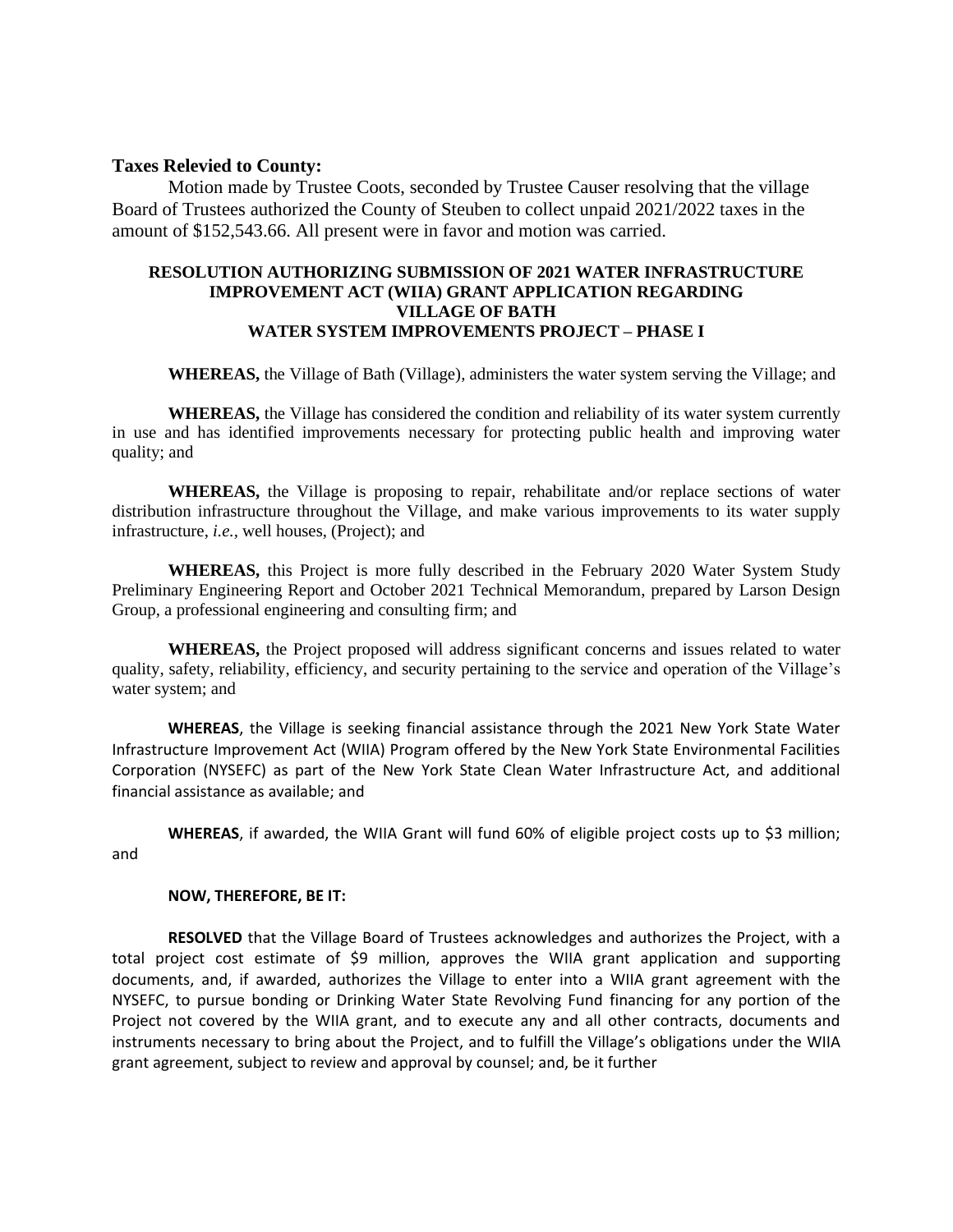**Taxes Relevied to County:**

Motion made by Trustee Coots, seconded by Trustee Causer resolving that the village Board of Trustees authorized the County of Steuben to collect unpaid 2021/2022 taxes in the amount of $152,543.66. All present were in favor and motion was carried.

**RESOLUTION AUTHORIZING SUBMISSION OF 2021 WATER INFRASTRUCTURE IMPROVEMENT ACT (WIIA) GRANT APPLICATION REGARDING VILLAGE OF BATH WATER SYSTEM IMPROVEMENTS PROJECT – PHASE I**

**WHEREAS,** the Village of Bath (Village), administers the water system serving the Village; and

**WHEREAS,** the Village has considered the condition and reliability of its water system currently in use and has identified improvements necessary for protecting public health and improving water quality; and

**WHEREAS,** the Village is proposing to repair, rehabilitate and/or replace sections of water distribution infrastructure throughout the Village, and make various improvements to its water supply infrastructure, *i.e.*, well houses, (Project); and

**WHEREAS,** this Project is more fully described in the February 2020 Water System Study Preliminary Engineering Report and October 2021 Technical Memorandum, prepared by Larson Design Group, a professional engineering and consulting firm; and

**WHEREAS,** the Project proposed will address significant concerns and issues related to water quality, safety, reliability, efficiency, and security pertaining to the service and operation of the Village's water system; and

**WHEREAS**, the Village is seeking financial assistance through the 2021 New York State Water Infrastructure Improvement Act (WIIA) Program offered by the New York State Environmental Facilities Corporation (NYSEFC) as part of the New York State Clean Water Infrastructure Act, and additional financial assistance as available; and

**WHEREAS**, if awarded, the WIIA Grant will fund 60% of eligible project costs up to $3 million; and

**NOW, THEREFORE, BE IT:**

**RESOLVED** that the Village Board of Trustees acknowledges and authorizes the Project, with a total project cost estimate of $9 million, approves the WIIA grant application and supporting documents, and, if awarded, authorizes the Village to enter into a WIIA grant agreement with the NYSEFC, to pursue bonding or Drinking Water State Revolving Fund financing for any portion of the Project not covered by the WIIA grant, and to execute any and all other contracts, documents and instruments necessary to bring about the Project, and to fulfill the Village's obligations under the WIIA grant agreement, subject to review and approval by counsel; and, be it further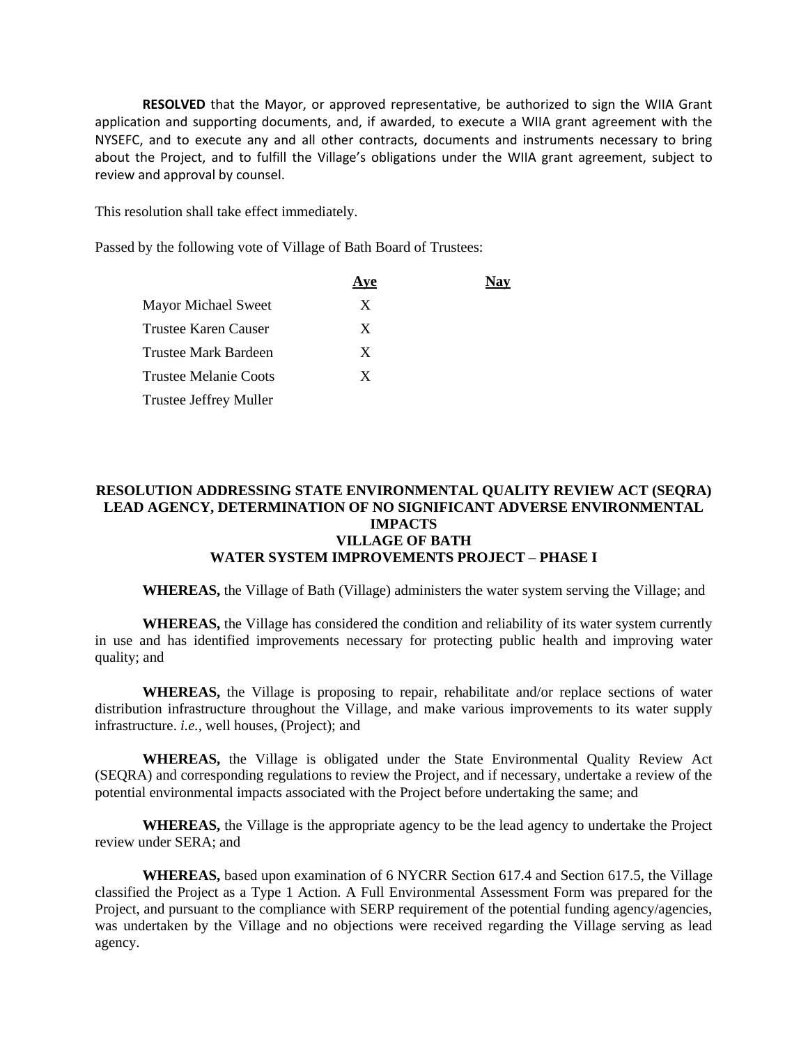**RESOLVED** that the Mayor, or approved representative, be authorized to sign the WIIA Grant application and supporting documents, and, if awarded, to execute a WIIA grant agreement with the NYSEFC, and to execute any and all other contracts, documents and instruments necessary to bring about the Project, and to fulfill the Village's obligations under the WIIA grant agreement, subject to review and approval by counsel.

This resolution shall take effect immediately.

Passed by the following vote of Village of Bath Board of Trustees:

| | Aye | Nay |
|---|---|---|
| Mayor Michael Sweet | X | |
| Trustee Karen Causer | X | |
| Trustee Mark Bardeen | X | |
| Trustee Melanie Coots | X | |
| Trustee Jeffrey Muller | | |

**RESOLUTION ADDRESSING STATE ENVIRONMENTAL QUALITY REVIEW ACT (SEQRA) LEAD AGENCY, DETERMINATION OF NO SIGNIFICANT ADVERSE ENVIRONMENTAL IMPACTS**
**VILLAGE OF BATH**
**WATER SYSTEM IMPROVEMENTS PROJECT – PHASE I**

**WHEREAS,** the Village of Bath (Village) administers the water system serving the Village; and

**WHEREAS,** the Village has considered the condition and reliability of its water system currently in use and has identified improvements necessary for protecting public health and improving water quality; and

**WHEREAS,** the Village is proposing to repair, rehabilitate and/or replace sections of water distribution infrastructure throughout the Village, and make various improvements to its water supply infrastructure. *i.e.*, well houses, (Project); and

**WHEREAS,** the Village is obligated under the State Environmental Quality Review Act (SEQRA) and corresponding regulations to review the Project, and if necessary, undertake a review of the potential environmental impacts associated with the Project before undertaking the same; and

**WHEREAS,** the Village is the appropriate agency to be the lead agency to undertake the Project review under SERA; and

**WHEREAS,** based upon examination of 6 NYCRR Section 617.4 and Section 617.5, the Village classified the Project as a Type 1 Action. A Full Environmental Assessment Form was prepared for the Project, and pursuant to the compliance with SERP requirement of the potential funding agency/agencies, was undertaken by the Village and no objections were received regarding the Village serving as lead agency.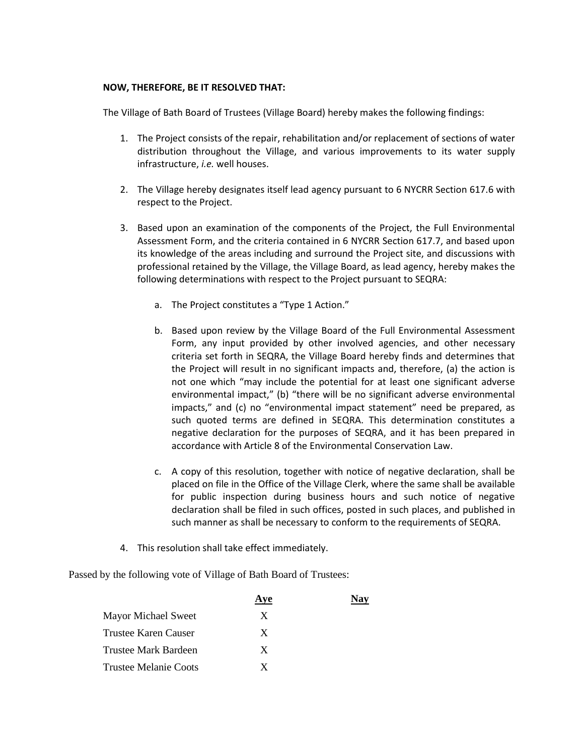**NOW, THEREFORE, BE IT RESOLVED THAT:**

The Village of Bath Board of Trustees (Village Board) hereby makes the following findings:

1. The Project consists of the repair, rehabilitation and/or replacement of sections of water distribution throughout the Village, and various improvements to its water supply infrastructure, *i.e.* well houses.

2. The Village hereby designates itself lead agency pursuant to 6 NYCRR Section 617.6 with respect to the Project.

3. Based upon an examination of the components of the Project, the Full Environmental Assessment Form, and the criteria contained in 6 NYCRR Section 617.7, and based upon its knowledge of the areas including and surround the Project site, and discussions with professional retained by the Village, the Village Board, as lead agency, hereby makes the following determinations with respect to the Project pursuant to SEQRA:

    a. The Project constitutes a "Type 1 Action."

    b. Based upon review by the Village Board of the Full Environmental Assessment Form, any input provided by other involved agencies, and other necessary criteria set forth in SEQRA, the Village Board hereby finds and determines that the Project will result in no significant impacts and, therefore, (a) the action is not one which "may include the potential for at least one significant adverse environmental impact," (b) "there will be no significant adverse environmental impacts," and (c) no "environmental impact statement" need be prepared, as such quoted terms are defined in SEQRA. This determination constitutes a negative declaration for the purposes of SEQRA, and it has been prepared in accordance with Article 8 of the Environmental Conservation Law.

    c. A copy of this resolution, together with notice of negative declaration, shall be placed on file in the Office of the Village Clerk, where the same shall be available for public inspection during business hours and such notice of negative declaration shall be filed in such offices, posted in such places, and published in such manner as shall be necessary to conform to the requirements of SEQRA.

4. This resolution shall take effect immediately.

Passed by the following vote of Village of Bath Board of Trustees:

| | Aye | Nay |
|---|---|---|
| Mayor Michael Sweet | X | |
| Trustee Karen Causer | X | |
| Trustee Mark Bardeen | X | |
| Trustee Melanie Coots | X | |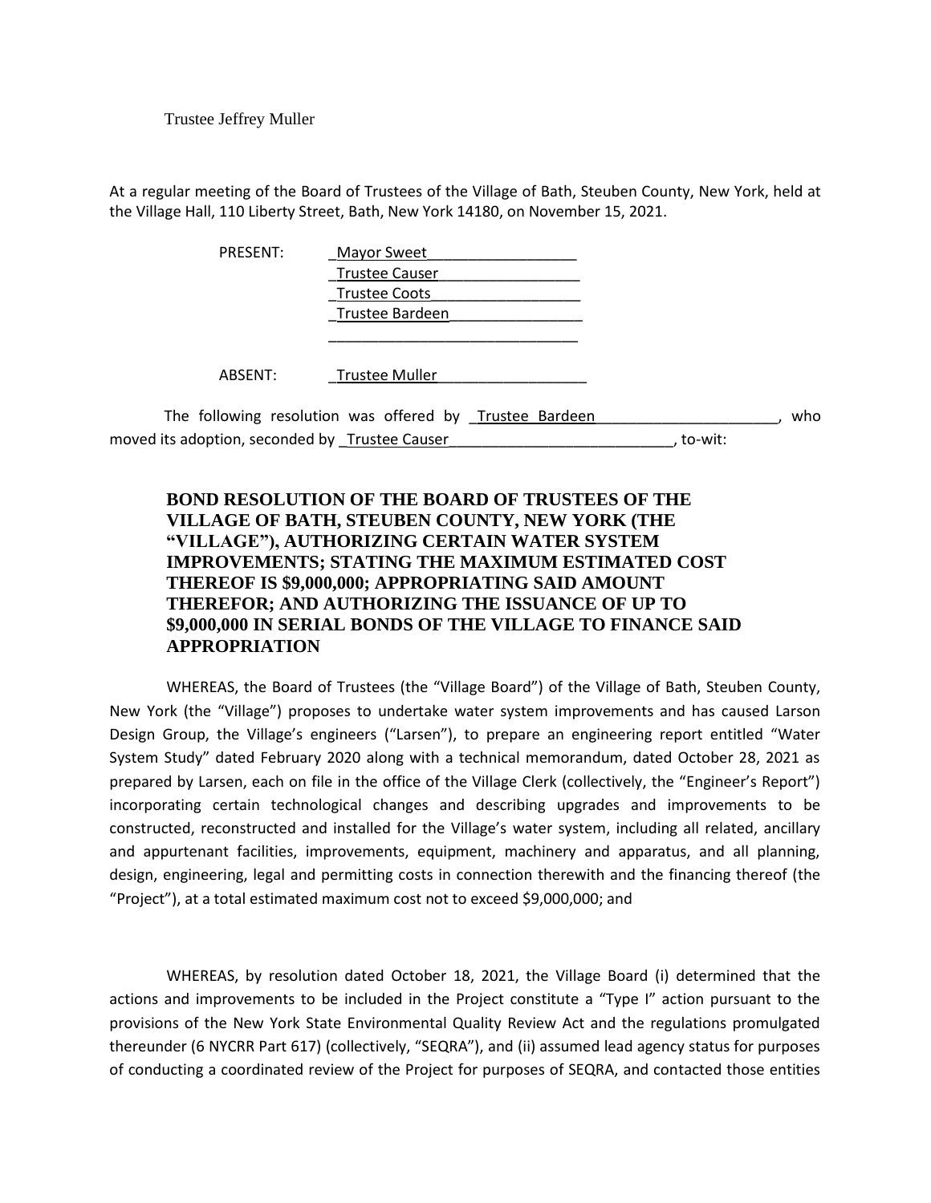Trustee Jeffrey Muller

At a regular meeting of the Board of Trustees of the Village of Bath, Steuben County, New York, held at the Village Hall, 110 Liberty Street, Bath, New York 14180, on November 15, 2021.

PRESENT: _Mayor Sweet_________________
_Trustee Causer________________
_Trustee Coots_________________
_Trustee Bardeen_______________
_____________________________

ABSENT: _Trustee Muller__________________

The following resolution was offered by _Trustee Bardeen_____________________, who moved its adoption, seconded by _Trustee Causer__________________________, to-wit:

**BOND RESOLUTION OF THE BOARD OF TRUSTEES OF THE VILLAGE OF BATH, STEUBEN COUNTY, NEW YORK (THE "VILLAGE"), AUTHORIZING CERTAIN WATER SYSTEM IMPROVEMENTS; STATING THE MAXIMUM ESTIMATED COST THEREOF IS $9,000,000; APPROPRIATING SAID AMOUNT THEREFOR; AND AUTHORIZING THE ISSUANCE OF UP TO $9,000,000 IN SERIAL BONDS OF THE VILLAGE TO FINANCE SAID APPROPRIATION**

WHEREAS, the Board of Trustees (the "Village Board") of the Village of Bath, Steuben County, New York (the "Village") proposes to undertake water system improvements and has caused Larson Design Group, the Village's engineers ("Larsen"), to prepare an engineering report entitled "Water System Study" dated February 2020 along with a technical memorandum, dated October 28, 2021 as prepared by Larsen, each on file in the office of the Village Clerk (collectively, the "Engineer's Report") incorporating certain technological changes and describing upgrades and improvements to be constructed, reconstructed and installed for the Village's water system, including all related, ancillary and appurtenant facilities, improvements, equipment, machinery and apparatus, and all planning, design, engineering, legal and permitting costs in connection therewith and the financing thereof (the "Project"), at a total estimated maximum cost not to exceed $9,000,000; and

WHEREAS, by resolution dated October 18, 2021, the Village Board (i) determined that the actions and improvements to be included in the Project constitute a "Type I" action pursuant to the provisions of the New York State Environmental Quality Review Act and the regulations promulgated thereunder (6 NYCRR Part 617) (collectively, "SEQRA"), and (ii) assumed lead agency status for purposes of conducting a coordinated review of the Project for purposes of SEQRA, and contacted those entities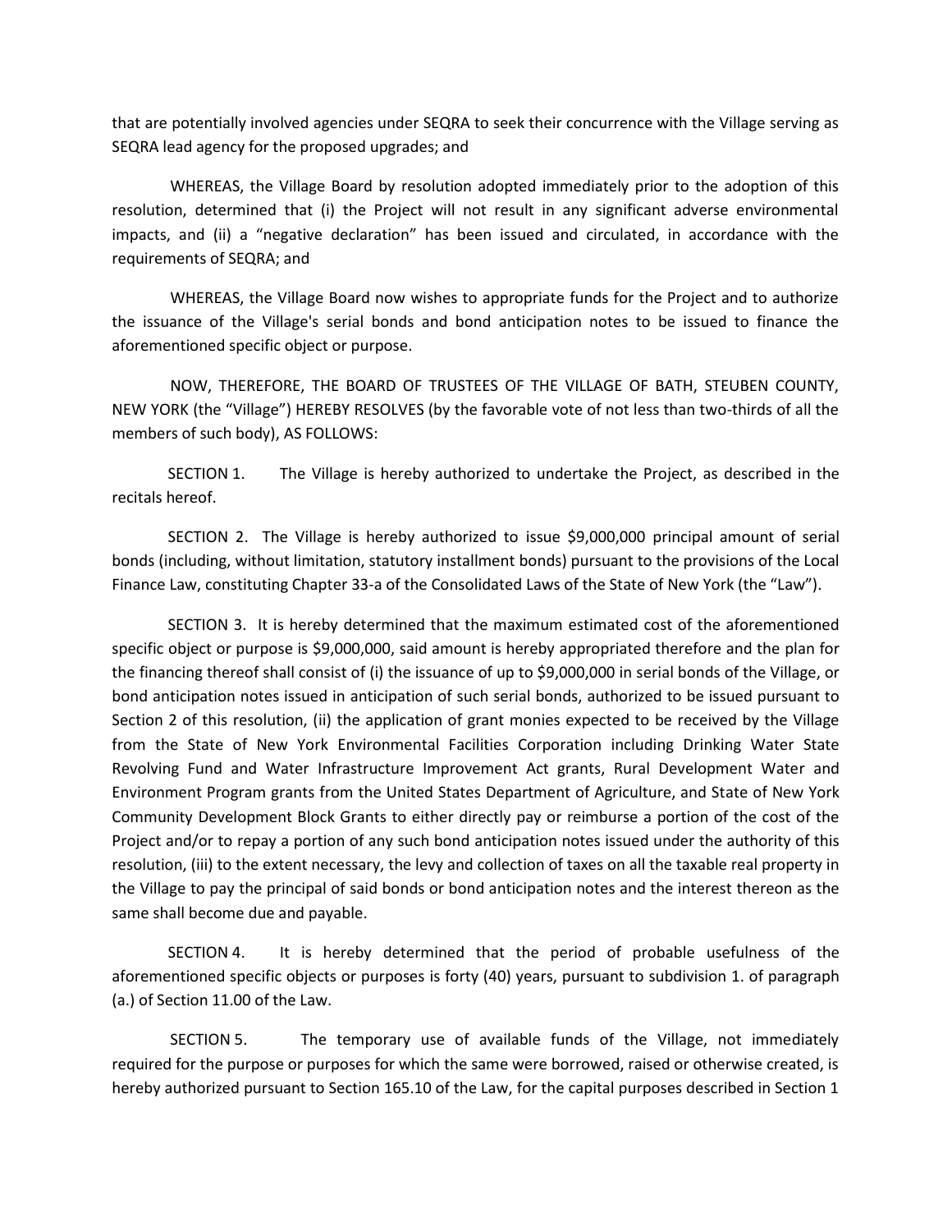that are potentially involved agencies under SEQRA to seek their concurrence with the Village serving as SEQRA lead agency for the proposed upgrades; and

WHEREAS, the Village Board by resolution adopted immediately prior to the adoption of this resolution, determined that (i) the Project will not result in any significant adverse environmental impacts, and (ii) a "negative declaration" has been issued and circulated, in accordance with the requirements of SEQRA; and

WHEREAS, the Village Board now wishes to appropriate funds for the Project and to authorize the issuance of the Village's serial bonds and bond anticipation notes to be issued to finance the aforementioned specific object or purpose.

NOW, THEREFORE, THE BOARD OF TRUSTEES OF THE VILLAGE OF BATH, STEUBEN COUNTY, NEW YORK (the "Village") HEREBY RESOLVES (by the favorable vote of not less than two-thirds of all the members of such body), AS FOLLOWS:

SECTION 1. The Village is hereby authorized to undertake the Project, as described in the recitals hereof.

SECTION 2. The Village is hereby authorized to issue $9,000,000 principal amount of serial bonds (including, without limitation, statutory installment bonds) pursuant to the provisions of the Local Finance Law, constituting Chapter 33-a of the Consolidated Laws of the State of New York (the "Law").

SECTION 3. It is hereby determined that the maximum estimated cost of the aforementioned specific object or purpose is $9,000,000, said amount is hereby appropriated therefore and the plan for the financing thereof shall consist of (i) the issuance of up to $9,000,000 in serial bonds of the Village, or bond anticipation notes issued in anticipation of such serial bonds, authorized to be issued pursuant to Section 2 of this resolution, (ii) the application of grant monies expected to be received by the Village from the State of New York Environmental Facilities Corporation including Drinking Water State Revolving Fund and Water Infrastructure Improvement Act grants, Rural Development Water and Environment Program grants from the United States Department of Agriculture, and State of New York Community Development Block Grants to either directly pay or reimburse a portion of the cost of the Project and/or to repay a portion of any such bond anticipation notes issued under the authority of this resolution, (iii) to the extent necessary, the levy and collection of taxes on all the taxable real property in the Village to pay the principal of said bonds or bond anticipation notes and the interest thereon as the same shall become due and payable.

SECTION 4. It is hereby determined that the period of probable usefulness of the aforementioned specific objects or purposes is forty (40) years, pursuant to subdivision 1. of paragraph (a.) of Section 11.00 of the Law.

SECTION 5. The temporary use of available funds of the Village, not immediately required for the purpose or purposes for which the same were borrowed, raised or otherwise created, is hereby authorized pursuant to Section 165.10 of the Law, for the capital purposes described in Section 1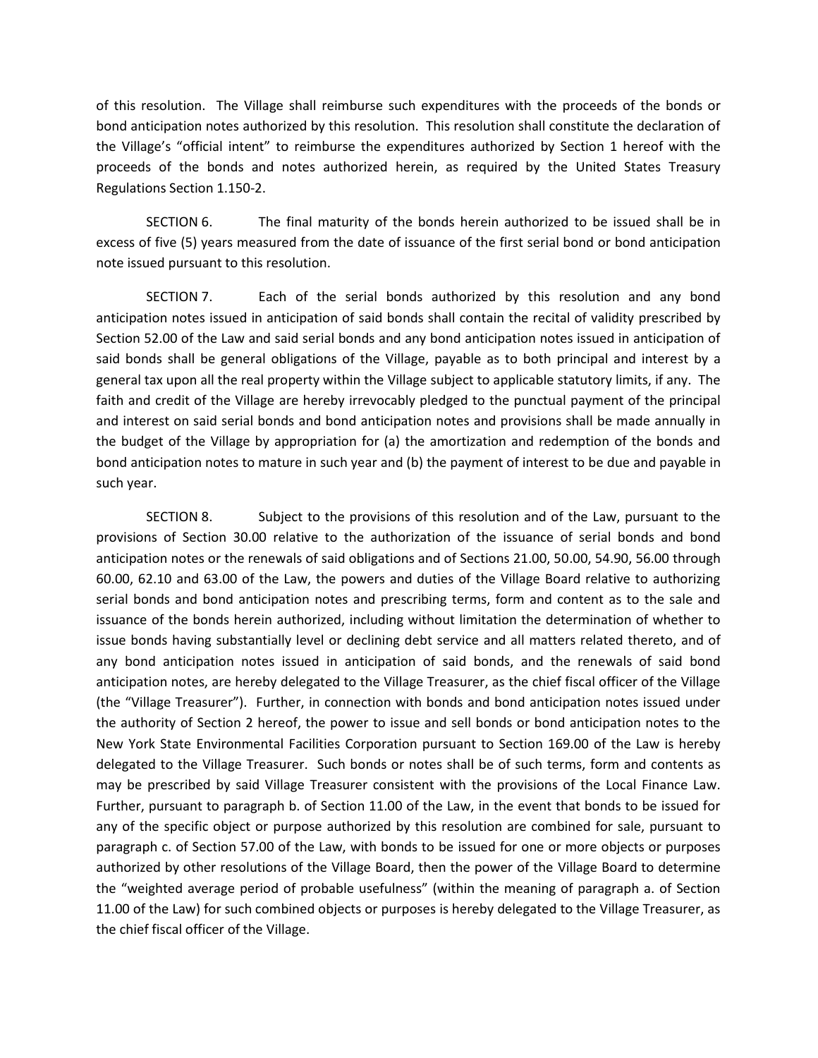of this resolution. The Village shall reimburse such expenditures with the proceeds of the bonds or bond anticipation notes authorized by this resolution. This resolution shall constitute the declaration of the Village's "official intent" to reimburse the expenditures authorized by Section 1 hereof with the proceeds of the bonds and notes authorized herein, as required by the United States Treasury Regulations Section 1.150-2.

SECTION 6. The final maturity of the bonds herein authorized to be issued shall be in excess of five (5) years measured from the date of issuance of the first serial bond or bond anticipation note issued pursuant to this resolution.

SECTION 7. Each of the serial bonds authorized by this resolution and any bond anticipation notes issued in anticipation of said bonds shall contain the recital of validity prescribed by Section 52.00 of the Law and said serial bonds and any bond anticipation notes issued in anticipation of said bonds shall be general obligations of the Village, payable as to both principal and interest by a general tax upon all the real property within the Village subject to applicable statutory limits, if any. The faith and credit of the Village are hereby irrevocably pledged to the punctual payment of the principal and interest on said serial bonds and bond anticipation notes and provisions shall be made annually in the budget of the Village by appropriation for (a) the amortization and redemption of the bonds and bond anticipation notes to mature in such year and (b) the payment of interest to be due and payable in such year.

SECTION 8. Subject to the provisions of this resolution and of the Law, pursuant to the provisions of Section 30.00 relative to the authorization of the issuance of serial bonds and bond anticipation notes or the renewals of said obligations and of Sections 21.00, 50.00, 54.90, 56.00 through 60.00, 62.10 and 63.00 of the Law, the powers and duties of the Village Board relative to authorizing serial bonds and bond anticipation notes and prescribing terms, form and content as to the sale and issuance of the bonds herein authorized, including without limitation the determination of whether to issue bonds having substantially level or declining debt service and all matters related thereto, and of any bond anticipation notes issued in anticipation of said bonds, and the renewals of said bond anticipation notes, are hereby delegated to the Village Treasurer, as the chief fiscal officer of the Village (the "Village Treasurer"). Further, in connection with bonds and bond anticipation notes issued under the authority of Section 2 hereof, the power to issue and sell bonds or bond anticipation notes to the New York State Environmental Facilities Corporation pursuant to Section 169.00 of the Law is hereby delegated to the Village Treasurer. Such bonds or notes shall be of such terms, form and contents as may be prescribed by said Village Treasurer consistent with the provisions of the Local Finance Law. Further, pursuant to paragraph b. of Section 11.00 of the Law, in the event that bonds to be issued for any of the specific object or purpose authorized by this resolution are combined for sale, pursuant to paragraph c. of Section 57.00 of the Law, with bonds to be issued for one or more objects or purposes authorized by other resolutions of the Village Board, then the power of the Village Board to determine the "weighted average period of probable usefulness" (within the meaning of paragraph a. of Section 11.00 of the Law) for such combined objects or purposes is hereby delegated to the Village Treasurer, as the chief fiscal officer of the Village.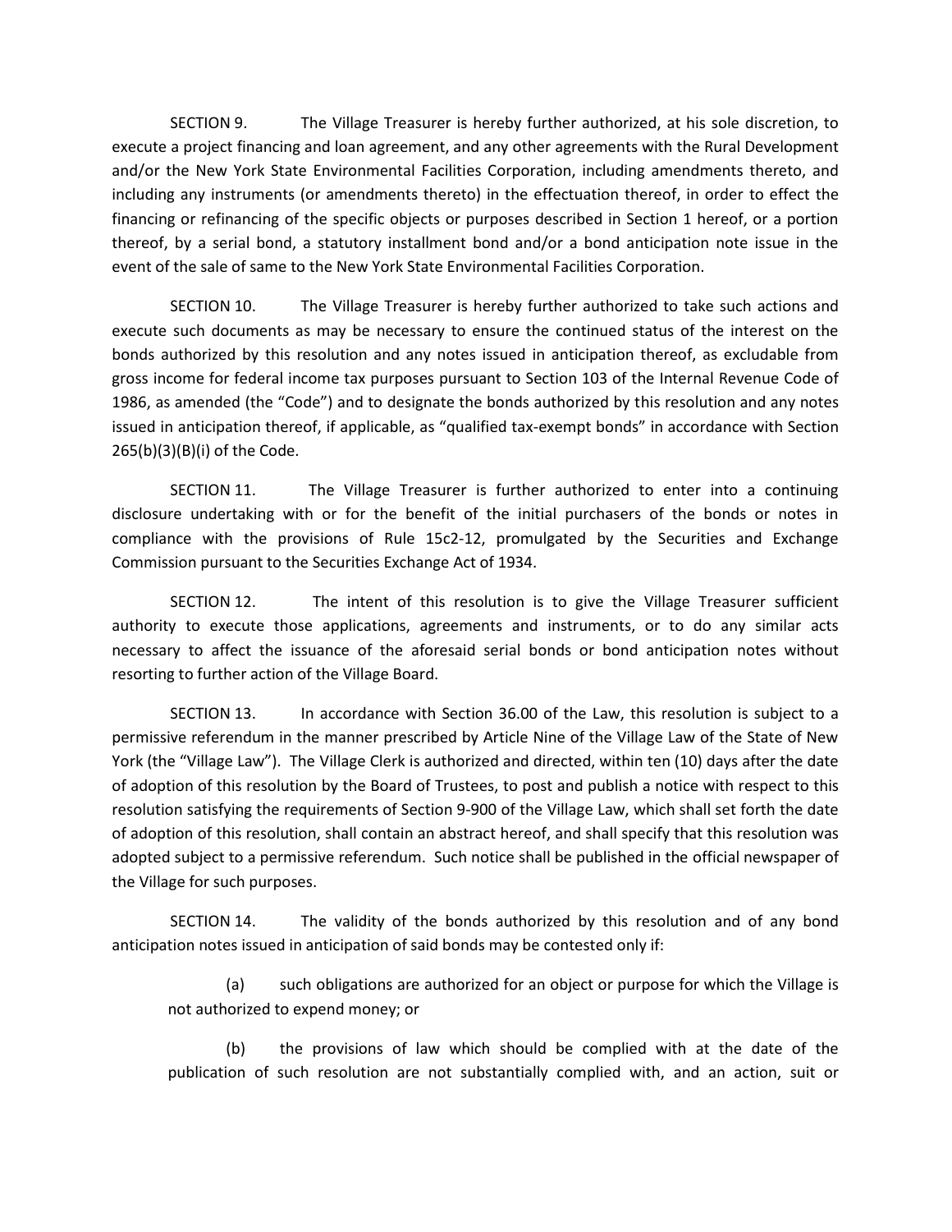SECTION 9. The Village Treasurer is hereby further authorized, at his sole discretion, to execute a project financing and loan agreement, and any other agreements with the Rural Development and/or the New York State Environmental Facilities Corporation, including amendments thereto, and including any instruments (or amendments thereto) in the effectuation thereof, in order to effect the financing or refinancing of the specific objects or purposes described in Section 1 hereof, or a portion thereof, by a serial bond, a statutory installment bond and/or a bond anticipation note issue in the event of the sale of same to the New York State Environmental Facilities Corporation.

SECTION 10. The Village Treasurer is hereby further authorized to take such actions and execute such documents as may be necessary to ensure the continued status of the interest on the bonds authorized by this resolution and any notes issued in anticipation thereof, as excludable from gross income for federal income tax purposes pursuant to Section 103 of the Internal Revenue Code of 1986, as amended (the "Code") and to designate the bonds authorized by this resolution and any notes issued in anticipation thereof, if applicable, as "qualified tax-exempt bonds" in accordance with Section 265(b)(3)(B)(i) of the Code.

SECTION 11. The Village Treasurer is further authorized to enter into a continuing disclosure undertaking with or for the benefit of the initial purchasers of the bonds or notes in compliance with the provisions of Rule 15c2-12, promulgated by the Securities and Exchange Commission pursuant to the Securities Exchange Act of 1934.

SECTION 12. The intent of this resolution is to give the Village Treasurer sufficient authority to execute those applications, agreements and instruments, or to do any similar acts necessary to affect the issuance of the aforesaid serial bonds or bond anticipation notes without resorting to further action of the Village Board.

SECTION 13. In accordance with Section 36.00 of the Law, this resolution is subject to a permissive referendum in the manner prescribed by Article Nine of the Village Law of the State of New York (the "Village Law"). The Village Clerk is authorized and directed, within ten (10) days after the date of adoption of this resolution by the Board of Trustees, to post and publish a notice with respect to this resolution satisfying the requirements of Section 9-900 of the Village Law, which shall set forth the date of adoption of this resolution, shall contain an abstract hereof, and shall specify that this resolution was adopted subject to a permissive referendum. Such notice shall be published in the official newspaper of the Village for such purposes.

SECTION 14. The validity of the bonds authorized by this resolution and of any bond anticipation notes issued in anticipation of said bonds may be contested only if:

(a) such obligations are authorized for an object or purpose for which the Village is not authorized to expend money; or

(b) the provisions of law which should be complied with at the date of the publication of such resolution are not substantially complied with, and an action, suit or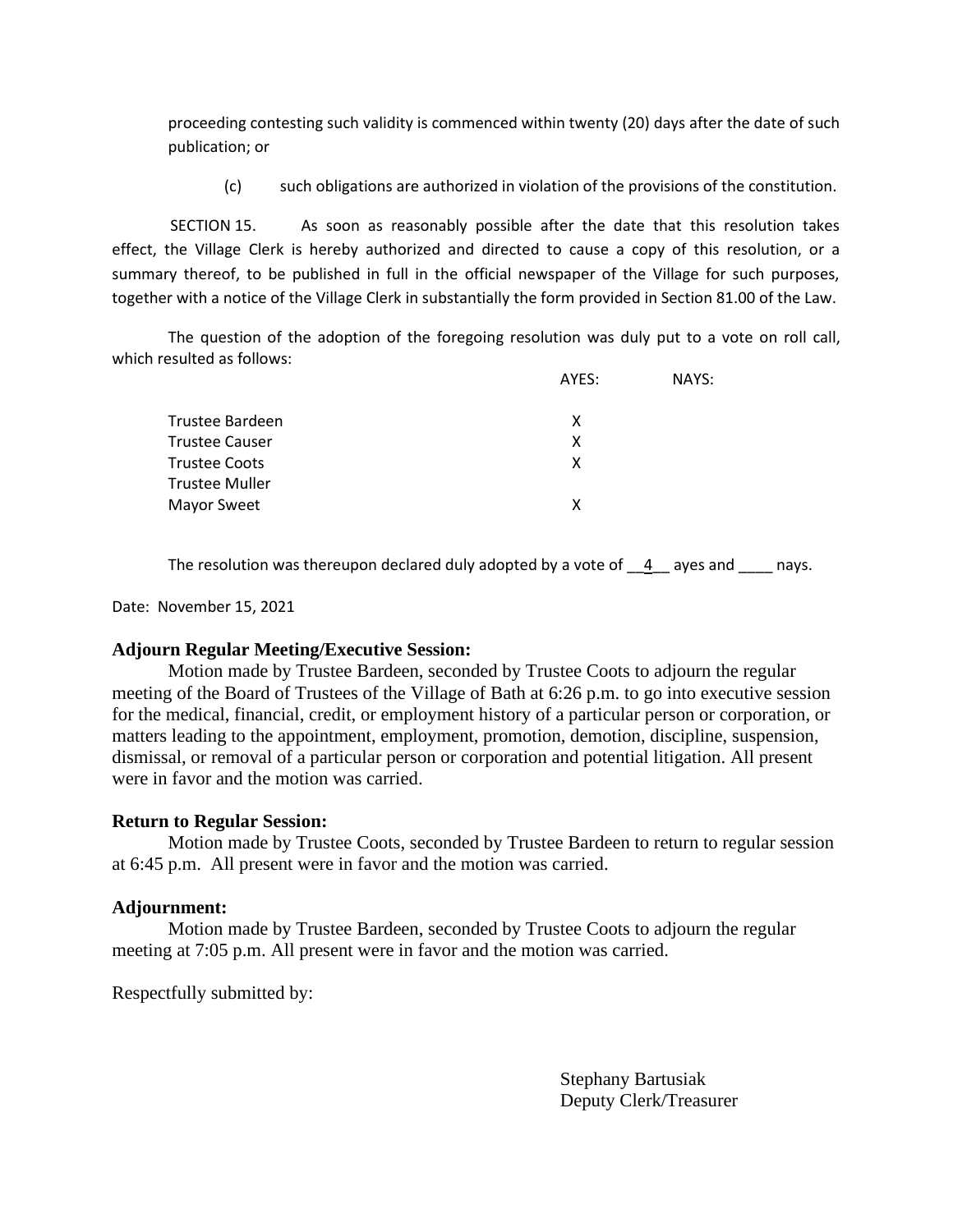proceeding contesting such validity is commenced within twenty (20) days after the date of such publication; or

(c) such obligations are authorized in violation of the provisions of the constitution.

SECTION 15. As soon as reasonably possible after the date that this resolution takes effect, the Village Clerk is hereby authorized and directed to cause a copy of this resolution, or a summary thereof, to be published in full in the official newspaper of the Village for such purposes, together with a notice of the Village Clerk in substantially the form provided in Section 81.00 of the Law.

The question of the adoption of the foregoing resolution was duly put to a vote on roll call, which resulted as follows:

| | AYES: | NAYS: |
|---|---|---|
| Trustee Bardeen | X | |
| Trustee Causer | X | |
| Trustee Coots | X | |
| Trustee Muller | | |
| Mayor Sweet | X | |

The resolution was thereupon declared duly adopted by a vote of \_\_4\_\_ ayes and \_\_\_\_ nays.

Date: November 15, 2021

**Adjourn Regular Meeting/Executive Session:**

Motion made by Trustee Bardeen, seconded by Trustee Coots to adjourn the regular meeting of the Board of Trustees of the Village of Bath at 6:26 p.m. to go into executive session for the medical, financial, credit, or employment history of a particular person or corporation, or matters leading to the appointment, employment, promotion, demotion, discipline, suspension, dismissal, or removal of a particular person or corporation and potential litigation. All present were in favor and the motion was carried.

**Return to Regular Session:**

Motion made by Trustee Coots, seconded by Trustee Bardeen to return to regular session at 6:45 p.m. All present were in favor and the motion was carried.

**Adjournment:**

Motion made by Trustee Bardeen, seconded by Trustee Coots to adjourn the regular meeting at 7:05 p.m. All present were in favor and the motion was carried.

Respectfully submitted by:

Stephany Bartusiak
Deputy Clerk/Treasurer